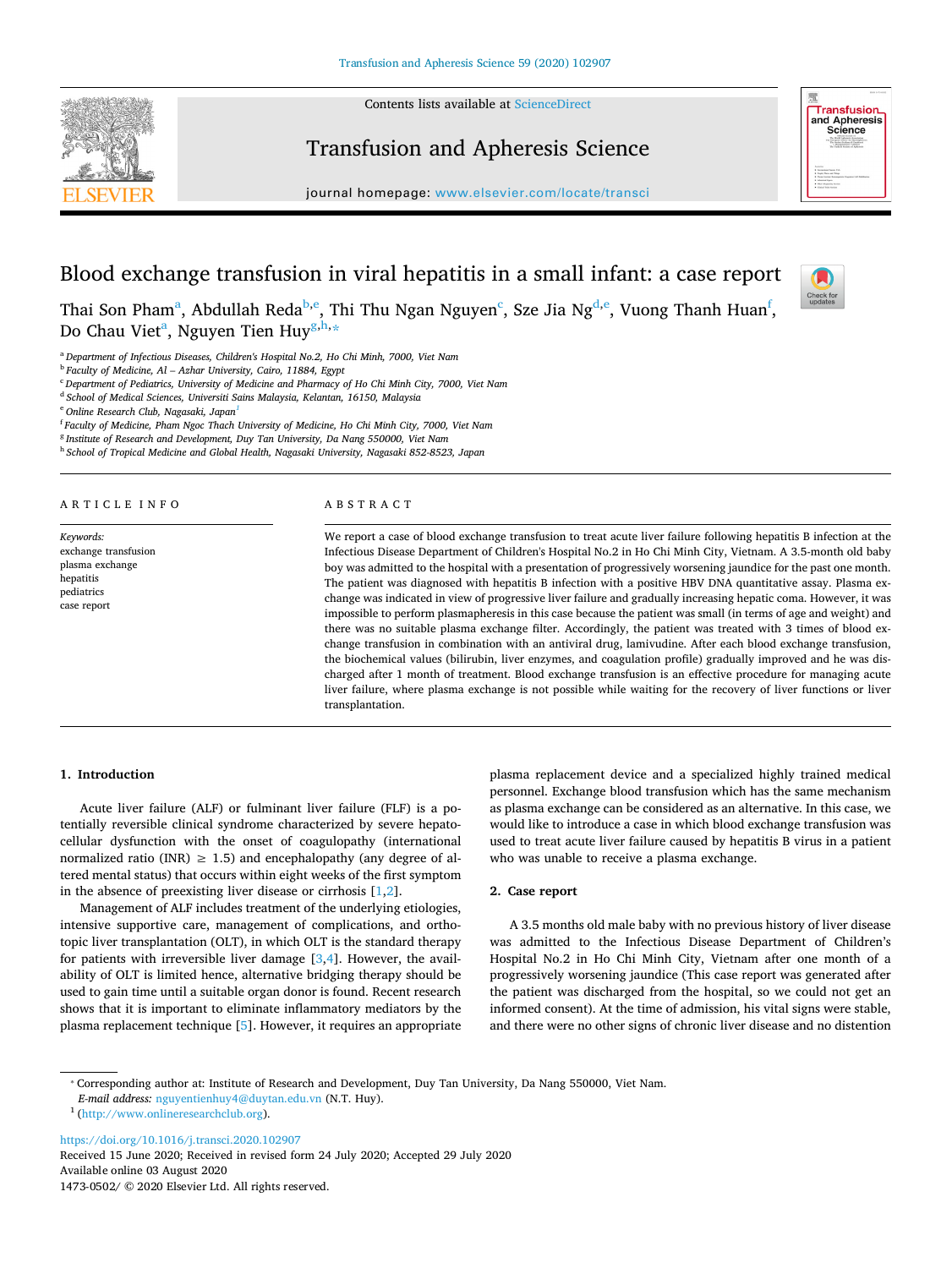# Blood exchange transfusion in viral hepatitis in a small infant: a case report

Thai Son Pham[a], Abdullah Reda[b,e], Thi Thu Ngan Nguyen[c], Sze Jia Ng[d,e], Vuong Thanh Huan[f], Do Chau Viet[a], Nguyen Tien Huy[g,h,*]

[a] Department of Infectious Diseases, Children's Hospital No.2, Ho Chi Minh, 7000, Viet Nam
[b] Faculty of Medicine, Al – Azhar University, Cairo, 11884, Egypt
[c] Department of Pediatrics, University of Medicine and Pharmacy of Ho Chi Minh City, 7000, Viet Nam
[d] School of Medical Sciences, Universiti Sains Malaysia, Kelantan, 16150, Malaysia
[e] Online Research Club, Nagasaki, Japan[1]
[f] Faculty of Medicine, Pham Ngoc Thach University of Medicine, Ho Chi Minh City, 7000, Viet Nam
[g] Institute of Research and Development, Duy Tan University, Da Nang 550000, Viet Nam
[h] School of Tropical Medicine and Global Health, Nagasaki University, Nagasaki 852-8523, Japan

## ARTICLE INFO

*Keywords:*
exchange transfusion
plasma exchange
hepatitis
pediatrics
case report

## ABSTRACT

We report a case of blood exchange transfusion to treat acute liver failure following hepatitis B infection at the Infectious Disease Department of Children's Hospital No.2 in Ho Chi Minh City, Vietnam. A 3.5-month old baby boy was admitted to the hospital with a presentation of progressively worsening jaundice for the past one month. The patient was diagnosed with hepatitis B infection with a positive HBV DNA quantitative assay. Plasma exchange was indicated in view of progressive liver failure and gradually increasing hepatic coma. However, it was impossible to perform plasmapheresis in this case because the patient was small (in terms of age and weight) and there was no suitable plasma exchange filter. Accordingly, the patient was treated with 3 times of blood exchange transfusion in combination with an antiviral drug, lamivudine. After each blood exchange transfusion, the biochemical values (bilirubin, liver enzymes, and coagulation profile) gradually improved and he was discharged after 1 month of treatment. Blood exchange transfusion is an effective procedure for managing acute liver failure, where plasma exchange is not possible while waiting for the recovery of liver functions or liver transplantation.

## 1. Introduction

Acute liver failure (ALF) or fulminant liver failure (FLF) is a potentially reversible clinical syndrome characterized by severe hepatocellular dysfunction with the onset of coagulopathy (international normalized ratio (INR) $\geq$ 1.5) and encephalopathy (any degree of altered mental status) that occurs within eight weeks of the first symptom in the absence of preexisting liver disease or cirrhosis [1,2].

Management of ALF includes treatment of the underlying etiologies, intensive supportive care, management of complications, and orthotopic liver transplantation (OLT), in which OLT is the standard therapy for patients with irreversible liver damage [3,4]. However, the availability of OLT is limited hence, alternative bridging therapy should be used to gain time until a suitable organ donor is found. Recent research shows that it is important to eliminate inflammatory mediators by the plasma replacement technique [5]. However, it requires an appropriate plasma replacement device and a specialized highly trained medical personnel. Exchange blood transfusion which has the same mechanism as plasma exchange can be considered as an alternative. In this case, we would like to introduce a case in which blood exchange transfusion was used to treat acute liver failure caused by hepatitis B virus in a patient who was unable to receive a plasma exchange.

## 2. Case report

A 3.5 months old male baby with no previous history of liver disease was admitted to the Infectious Disease Department of Children's Hospital No.2 in Ho Chi Minh City, Vietnam after one month of a progressively worsening jaundice (This case report was generated after the patient was discharged from the hospital, so we could not get an informed consent). At the time of admission, his vital signs were stable, and there were no other signs of chronic liver disease and no distention

---

* Corresponding author at: Institute of Research and Development, Duy Tan University, Da Nang 550000, Viet Nam.
*E-mail address:* nguyentienhuy4@duytan.edu.vn (N.T. Huy).
[1] (http://www.onlineresearchclub.org).

https://doi.org/10.1016/j.transci.2020.102907
Received 15 June 2020; Received in revised form 24 July 2020; Accepted 29 July 2020
Available online 03 August 2020
1473-0502/ © 2020 Elsevier Ltd. All rights reserved.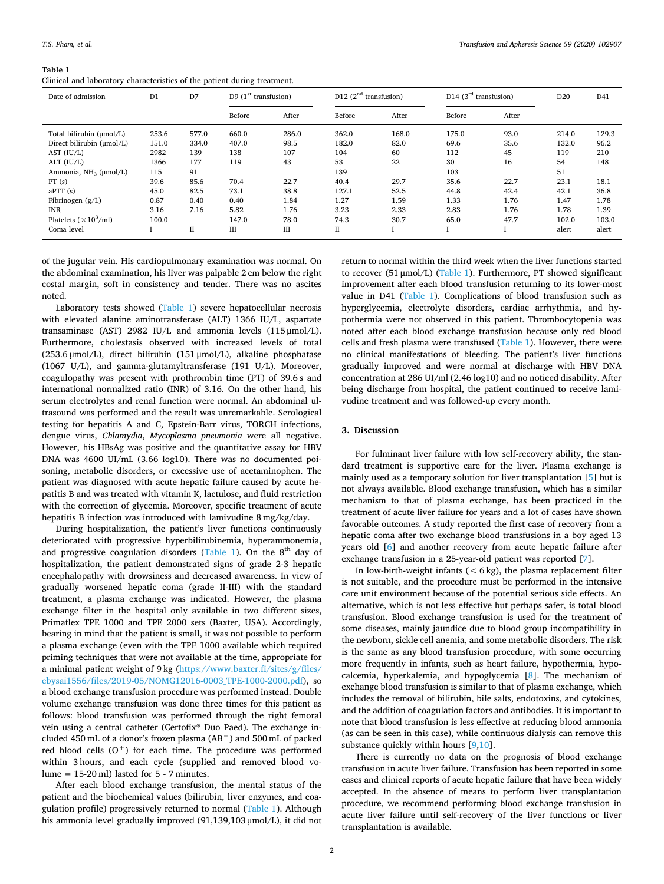**Table 1**
Clinical and laboratory characteristics of the patient during treatment.

| Date of admission | D1 | D7 | D9 (1[st] transfusion) | | D12 (2[nd] transfusion) | | D14 (3[rd] transfusion) | | D20 | D41 |
|---|---|---|---|---|---|---|---|---|---|---|
| | | | Before | After | Before | After | Before | After | | |
| Total bilirubin (μmol/L) | 253.6 | 577.0 | 660.0 | 286.0 | 362.0 | 168.0 | 175.0 | 93.0 | 214.0 | 129.3 |
| Direct bilirubin (μmol/L) | 151.0 | 334.0 | 407.0 | 98.5 | 182.0 | 82.0 | 69.6 | 35.6 | 132.0 | 96.2 |
| AST (IU/L) | 2982 | 139 | 138 | 107 | 104 | 60 | 112 | 45 | 119 | 210 |
| ALT (IU/L) | 1366 | 177 | 119 | 43 | 53 | 22 | 30 | 16 | 54 | 148 |
| Ammonia, $NH_3$ (μmol/L) | 115 | 91 | | | 139 | | 103 | | 51 | |
| PT (s) | 39.6 | 85.6 | 70.4 | 22.7 | 40.4 | 29.7 | 35.6 | 22.7 | 23.1 | 18.1 |
| aPTT (s) | 45.0 | 82.5 | 73.1 | 38.8 | 127.1 | 52.5 | 44.8 | 42.4 | 42.1 | 36.8 |
| Fibrinogen (g/L) | 0.87 | 0.40 | 0.40 | 1.84 | 1.27 | 1.59 | 1.33 | 1.76 | 1.47 | 1.78 |
| INR | 3.16 | 7.16 | 5.82 | 1.76 | 3.23 | 2.33 | 2.83 | 1.76 | 1.78 | 1.39 |
| Platelets ($\times 10^3$/ml) | 100.0 | | 147.0 | 78.0 | 74.3 | 30.7 | 65.0 | 47.7 | 102.0 | 103.0 |
| Coma level | I | II | III | III | II | I | I | I | alert | alert |

of the jugular vein. His cardiopulmonary examination was normal. On the abdominal examination, his liver was palpable 2 cm below the right costal margin, soft in consistency and tender. There was no ascites noted.

Laboratory tests showed (Table 1) severe hepatocellular necrosis with elevated alanine aminotransferase (ALT) 1366 IU/L, aspartate transaminase (AST) 2982 IU/L and ammonia levels (115 μmol/L). Furthermore, cholestasis observed with increased levels of total (253.6 μmol/L), direct bilirubin (151 μmol/L), alkaline phosphatase (1067 U/L), and gamma-glutamyltransferase (191 U/L). Moreover, coagulopathy was present with prothrombin time (PT) of 39.6 s and international normalized ratio (INR) of 3.16. On the other hand, his serum electrolytes and renal function were normal. An abdominal ultrasound was performed and the result was unremarkable. Serological testing for hepatitis A and C, Epstein-Barr virus, TORCH infections, dengue virus, *Chlamydia*, *Mycoplasma pneumonia* were all negative. However, his HBsAg was positive and the quantitative assay for HBV DNA was 4600 UI/mL (3.66 log10). There was no documented poisoning, metabolic disorders, or excessive use of acetaminophen. The patient was diagnosed with acute hepatic failure caused by acute hepatitis B and was treated with vitamin K, lactulose, and fluid restriction with the correction of glycemia. Moreover, specific treatment of acute hepatitis B infection was introduced with lamivudine 8 mg/kg/day.

During hospitalization, the patient's liver functions continuously deteriorated with progressive hyperbilirubinemia, hyperammonemia, and progressive coagulation disorders (Table 1). On the 8[th] day of hospitalization, the patient demonstrated signs of grade 2-3 hepatic encephalopathy with drowsiness and decreased awareness. In view of gradually worsened hepatic coma (grade II-III) with the standard treatment, a plasma exchange was indicated. However, the plasma exchange filter in the hospital only available in two different sizes, Primaflex TPE 1000 and TPE 2000 sets (Baxter, USA). Accordingly, bearing in mind that the patient is small, it was not possible to perform a plasma exchange (even with the TPE 1000 available which required priming techniques that were not available at the time, appropriate for a minimal patient weight of 9 kg (https://www.baxter.fi/sites/g/files/ebysai1556/files/2019-05/NOMG12016-0003_TPE-1000-2000.pdf), so a blood exchange transfusion procedure was performed instead. Double volume exchange transfusion was done three times for this patient as follows: blood transfusion was performed through the right femoral vein using a central catheter (Certofix® Duo Paed). The exchange included 450 mL of a donor's frozen plasma ($AB^+$) and 500 mL of packed red blood cells ($O^+$) for each time. The procedure was performed within 3 hours, and each cycle (supplied and removed blood volume = 15-20 ml) lasted for 5 - 7 minutes.

After each blood exchange transfusion, the mental status of the patient and the biochemical values (bilirubin, liver enzymes, and coagulation profile) progressively returned to normal (Table 1). Although his ammonia level gradually improved (91,139,103 μmol/L), it did not return to normal within the third week when the liver functions started to recover (51 μmol/L) (Table 1). Furthermore, PT showed significant improvement after each blood transfusion returning to its lower-most value in D41 (Table 1). Complications of blood transfusion such as hyperglycemia, electrolyte disorders, cardiac arrhythmia, and hypothermia were not observed in this patient. Thrombocytopenia was noted after each blood exchange transfusion because only red blood cells and fresh plasma were transfused (Table 1). However, there were no clinical manifestations of bleeding. The patient's liver functions gradually improved and were normal at discharge with HBV DNA concentration at 286 UI/ml (2.46 log10) and no noticed disability. After being discharge from hospital, the patient continued to receive lamivudine treatment and was followed-up every month.

## 3. Discussion

For fulminant liver failure with low self-recovery ability, the standard treatment is supportive care for the liver. Plasma exchange is mainly used as a temporary solution for liver transplantation [5] but is not always available. Blood exchange transfusion, which has a similar mechanism to that of plasma exchange, has been practiced in the treatment of acute liver failure for years and a lot of cases have shown favorable outcomes. A study reported the first case of recovery from a hepatic coma after two exchange blood transfusions in a boy aged 13 years old [6] and another recovery from acute hepatic failure after exchange transfusion in a 25-year-old patient was reported [7].

In low-birth-weight infants (< 6 kg), the plasma replacement filter is not suitable, and the procedure must be performed in the intensive care unit environment because of the potential serious side effects. An alternative, which is not less effective but perhaps safer, is total blood transfusion. Blood exchange transfusion is used for the treatment of some diseases, mainly jaundice due to blood group incompatibility in the newborn, sickle cell anemia, and some metabolic disorders. The risk is the same as any blood transfusion procedure, with some occurring more frequently in infants, such as heart failure, hypothermia, hypocalcemia, hyperkalemia, and hypoglycemia [8]. The mechanism of exchange blood transfusion is similar to that of plasma exchange, which includes the removal of bilirubin, bile salts, endotoxins, and cytokines, and the addition of coagulation factors and antibodies. It is important to note that blood transfusion is less effective at reducing blood ammonia (as can be seen in this case), while continuous dialysis can remove this substance quickly within hours [9,10].

There is currently no data on the prognosis of blood exchange transfusion in acute liver failure. Transfusion has been reported in some cases and clinical reports of acute hepatic failure that have been widely accepted. In the absence of means to perform liver transplantation procedure, we recommend performing blood exchange transfusion in acute liver failure until self-recovery of the liver functions or liver transplantation is available.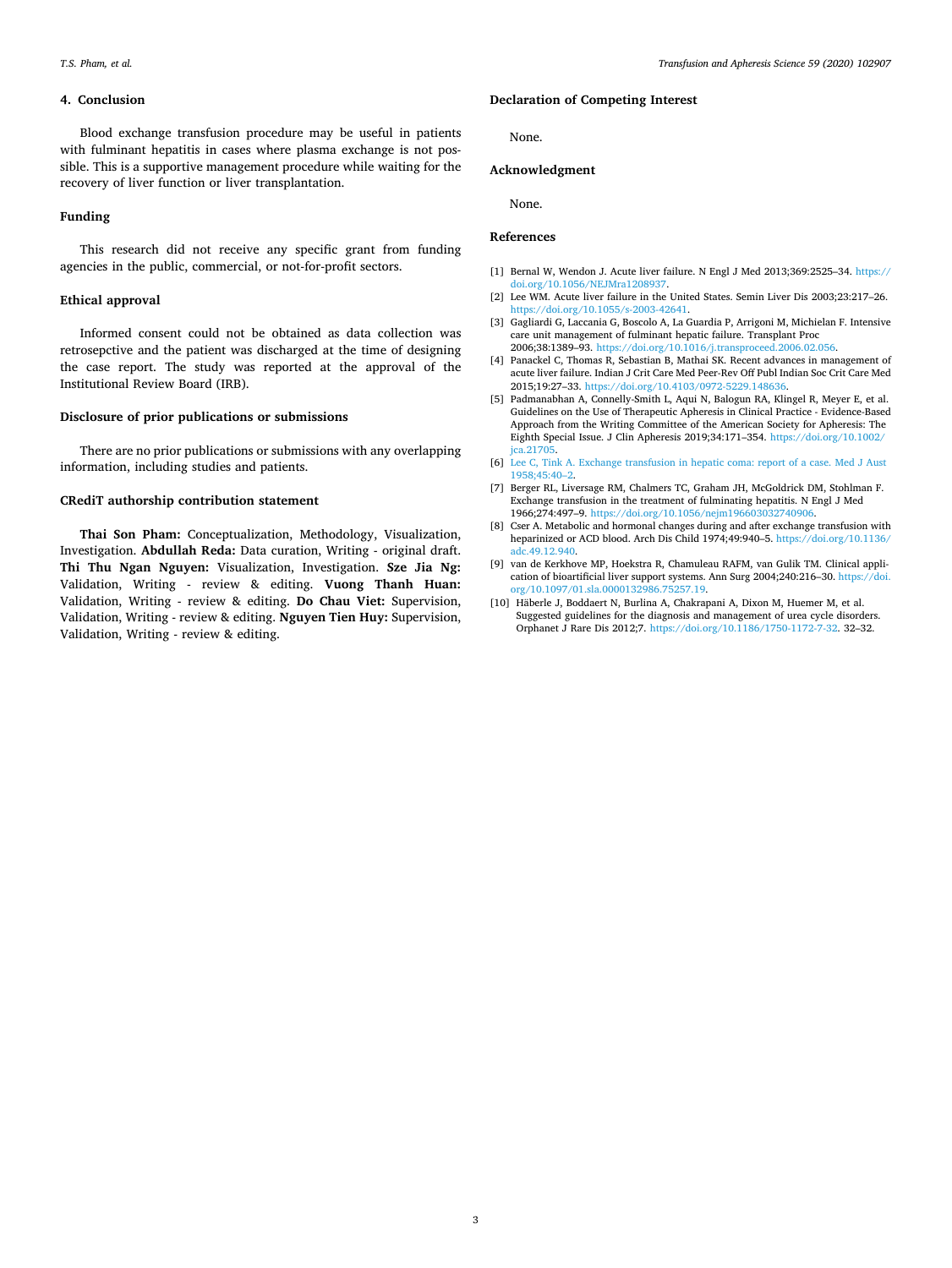## 4. Conclusion

Blood exchange transfusion procedure may be useful in patients with fulminant hepatitis in cases where plasma exchange is not possible. This is a supportive management procedure while waiting for the recovery of liver function or liver transplantation.

## Funding

This research did not receive any specific grant from funding agencies in the public, commercial, or not-for-profit sectors.

## Ethical approval

Informed consent could not be obtained as data collection was retrosepctive and the patient was discharged at the time of designing the case report. The study was reported at the approval of the Institutional Review Board (IRB).

## Disclosure of prior publications or submissions

There are no prior publications or submissions with any overlapping information, including studies and patients.

## CRediT authorship contribution statement

**Thai Son Pham:** Conceptualization, Methodology, Visualization, Investigation. **Abdullah Reda:** Data curation, Writing - original draft. **Thi Thu Ngan Nguyen:** Visualization, Investigation. **Sze Jia Ng:** Validation, Writing - review & editing. **Vuong Thanh Huan:** Validation, Writing - review & editing. **Do Chau Viet:** Supervision, Validation, Writing - review & editing. **Nguyen Tien Huy:** Supervision, Validation, Writing - review & editing.

## Declaration of Competing Interest

None.

## Acknowledgment

None.

## References

[1] Bernal W, Wendon J. Acute liver failure. N Engl J Med 2013;369:2525–34. https://doi.org/10.1056/NEJMra1208937.

[2] Lee WM. Acute liver failure in the United States. Semin Liver Dis 2003;23:217–26. https://doi.org/10.1055/s-2003-42641.

[3] Gagliardi G, Laccania G, Boscolo A, La Guardia P, Arrigoni M, Michielan F. Intensive care unit management of fulminant hepatic failure. Transplant Proc 2006;38:1389–93. https://doi.org/10.1016/j.transproceed.2006.02.056.

[4] Panackel C, Thomas R, Sebastian B, Mathai SK. Recent advances in management of acute liver failure. Indian J Crit Care Med Peer-Rev Off Publ Indian Soc Crit Care Med 2015;19:27–33. https://doi.org/10.4103/0972-5229.148636.

[5] Padmanabhan A, Connelly-Smith L, Aqui N, Balogun RA, Klingel R, Meyer E, et al. Guidelines on the Use of Therapeutic Apheresis in Clinical Practice - Evidence-Based Approach from the Writing Committee of the American Society for Apheresis: The Eighth Special Issue. J Clin Apheresis 2019;34:171–354. https://doi.org/10.1002/jca.21705.

[6] Lee C, Tink A. Exchange transfusion in hepatic coma: report of a case. Med J Aust 1958;45:40–2.

[7] Berger RL, Liversage RM, Chalmers TC, Graham JH, McGoldrick DM, Stohlman F. Exchange transfusion in the treatment of fulminating hepatitis. N Engl J Med 1966;274:497–9. https://doi.org/10.1056/nejm196603032740906.

[8] Cser A. Metabolic and hormonal changes during and after exchange transfusion with heparinized or ACD blood. Arch Dis Child 1974;49:940–5. https://doi.org/10.1136/adc.49.12.940.

[9] van de Kerkhove MP, Hoekstra R, Chamuleau RAFM, van Gulik TM. Clinical application of bioartificial liver support systems. Ann Surg 2004;240:216–30. https://doi.org/10.1097/01.sla.0000132986.75257.19.

[10] Häberle J, Boddaert N, Burlina A, Chakrapani A, Dixon M, Huemer M, et al. Suggested guidelines for the diagnosis and management of urea cycle disorders. Orphanet J Rare Dis 2012;7. https://doi.org/10.1186/1750-1172-7-32. 32–32.